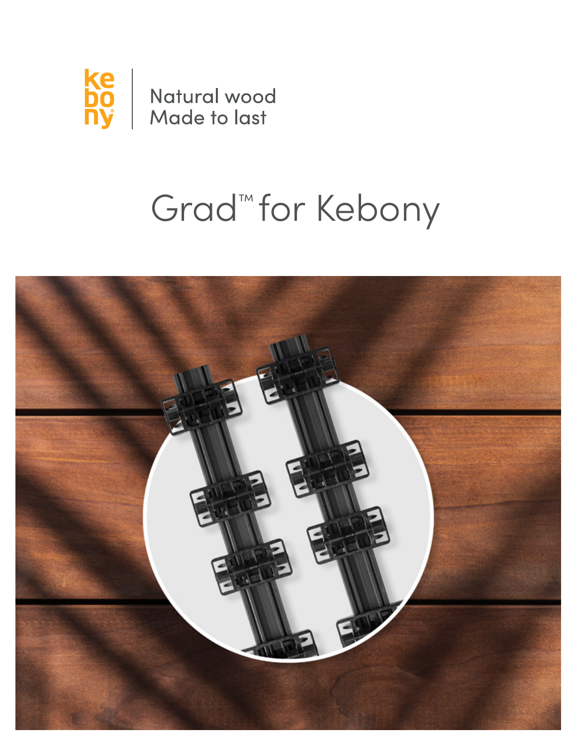kebony

Natural wood
Made to last

# Grad™ for Kebony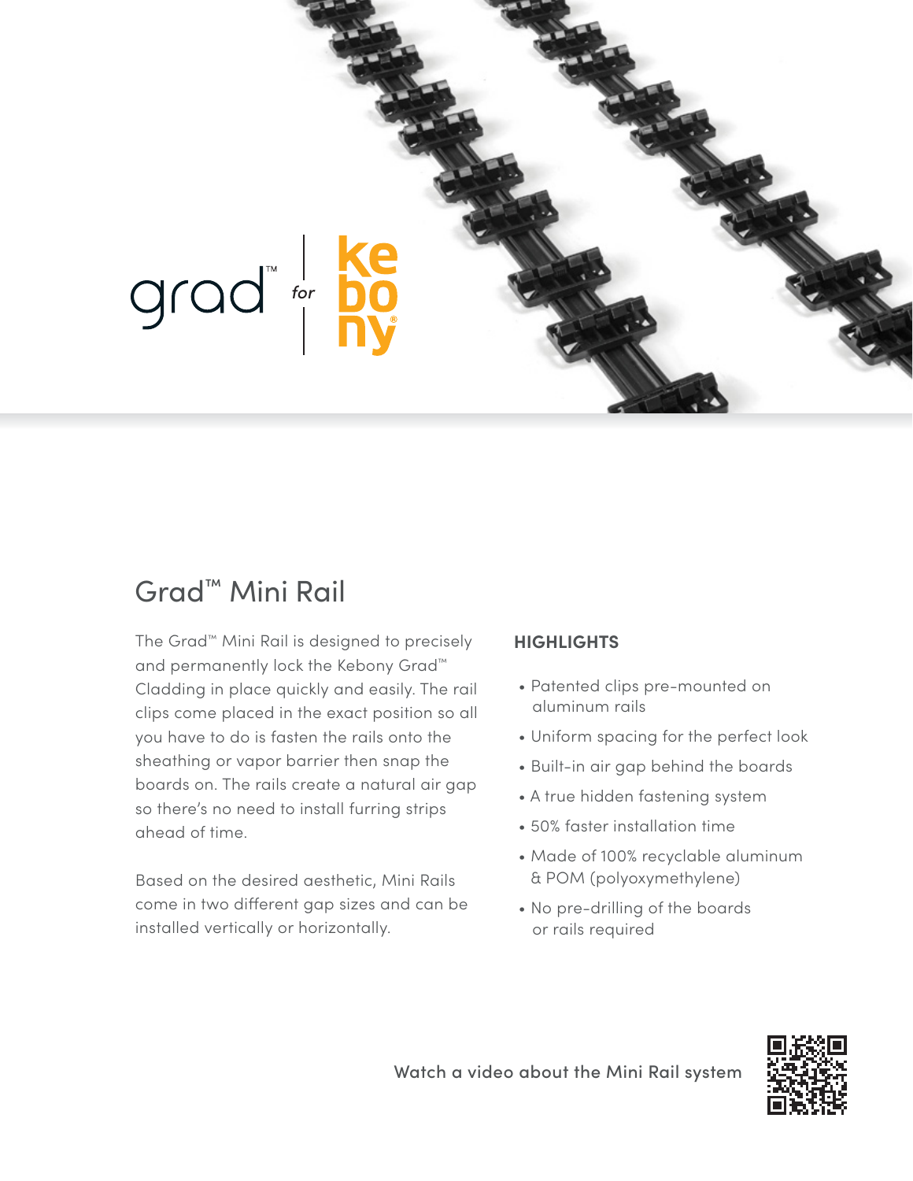grad™ for kebony®

# Grad™ Mini Rail

The Grad™ Mini Rail is designed to precisely and permanently lock the Kebony Grad™ Cladding in place quickly and easily. The rail clips come placed in the exact position so all you have to do is fasten the rails onto the sheathing or vapor barrier then snap the boards on. The rails create a natural air gap so there's no need to install furring strips ahead of time.

Based on the desired aesthetic, Mini Rails come in two different gap sizes and can be installed vertically or horizontally.

**HIGHLIGHTS**

- Patented clips pre-mounted on aluminum rails
- Uniform spacing for the perfect look
- Built-in air gap behind the boards
- A true hidden fastening system
- 50% faster installation time
- Made of 100% recyclable aluminum & POM (polyoxymethylene)
- No pre-drilling of the boards or rails required

Watch a video about the Mini Rail system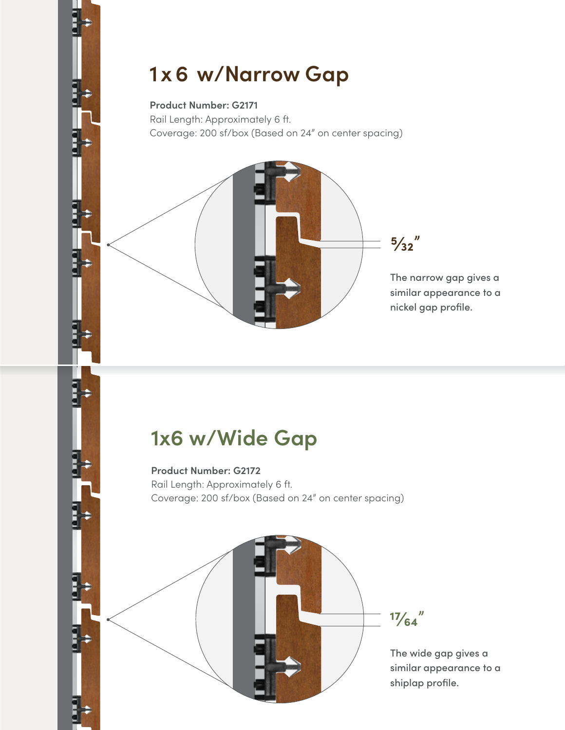## 1x6 w/Narrow Gap

**Product Number: G2171**
Rail Length: Approximately 6 ft.
Coverage: 200 sf/box (Based on 24″ on center spacing)

5⁄32″

The narrow gap gives a similar appearance to a nickel gap profile.

## 1x6 w/Wide Gap

**Product Number: G2172**
Rail Length: Approximately 6 ft.
Coverage: 200 sf/box (Based on 24″ on center spacing)

17⁄64″

The wide gap gives a similar appearance to a shiplap profile.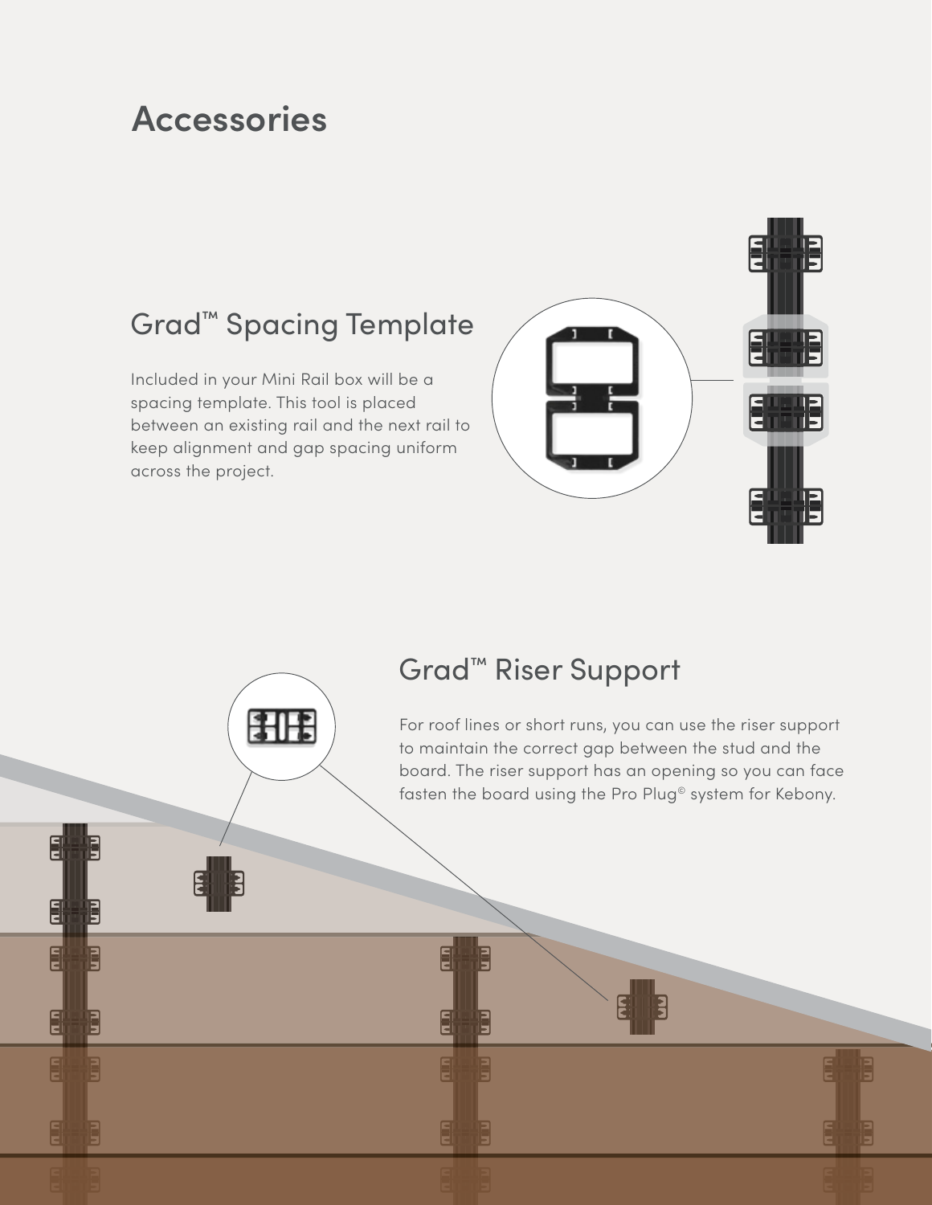# Accessories

## Grad™ Spacing Template

Included in your Mini Rail box will be a spacing template. This tool is placed between an existing rail and the next rail to keep alignment and gap spacing uniform across the project.

## Grad™ Riser Support

For roof lines or short runs, you can use the riser support to maintain the correct gap between the stud and the board. The riser support has an opening so you can face fasten the board using the Pro Plug© system for Kebony.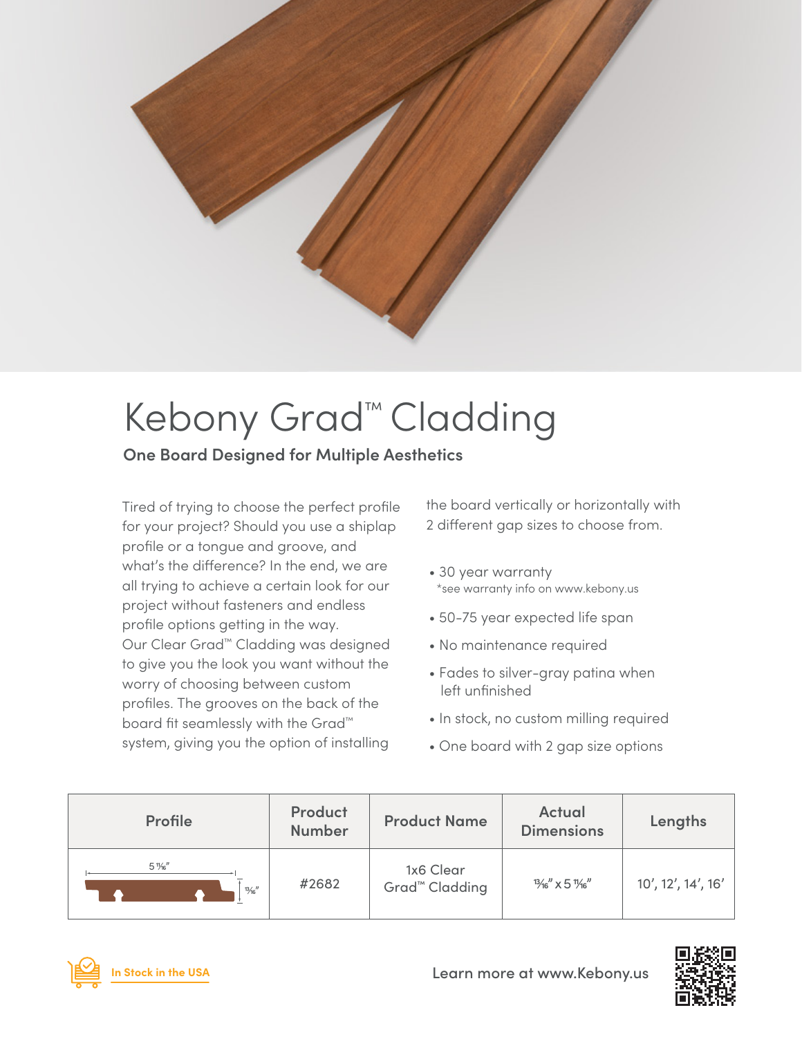# Kebony Grad™ Cladding

**One Board Designed for Multiple Aesthetics**

Tired of trying to choose the perfect profile for your project? Should you use a shiplap profile or a tongue and groove, and what's the difference? In the end, we are all trying to achieve a certain look for our project without fasteners and endless profile options getting in the way. Our Clear Grad™ Cladding was designed to give you the look you want without the worry of choosing between custom profiles. The grooves on the back of the board fit seamlessly with the Grad™ system, giving you the option of installing the board vertically or horizontally with 2 different gap sizes to choose from.

- 30 year warranty
  *see warranty info on www.kebony.us
- 50-75 year expected life span
- No maintenance required
- Fades to silver-gray patina when left unfinished
- In stock, no custom milling required
- One board with 2 gap size options

| Profile | Product Number | Product Name | Actual Dimensions | Lengths |
|---|---|---|---|---|
| 5 11⁄16" × 13⁄16" | #2682 | 1x6 Clear Grad™ Cladding | 13⁄16" x 5 11⁄16" | 10', 12', 14', 16' |

In Stock in the USA

Learn more at www.Kebony.us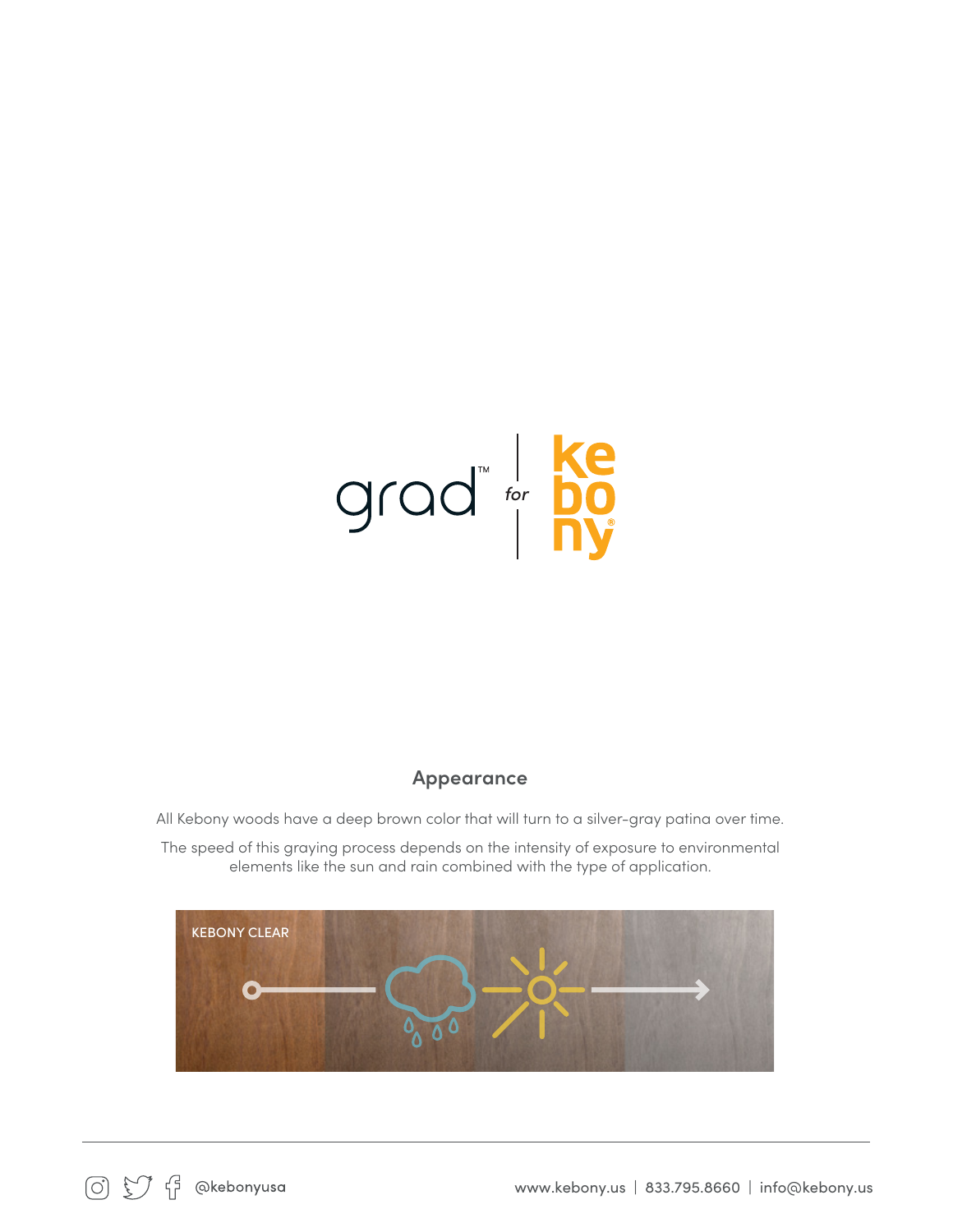grad™ for kebony®

## Appearance

All Kebony woods have a deep brown color that will turn to a silver-gray patina over time.

The speed of this graying process depends on the intensity of exposure to environmental elements like the sun and rain combined with the type of application.

KEBONY CLEAR

@kebonyusa

www.kebony.us | 833.795.8660 | info@kebony.us